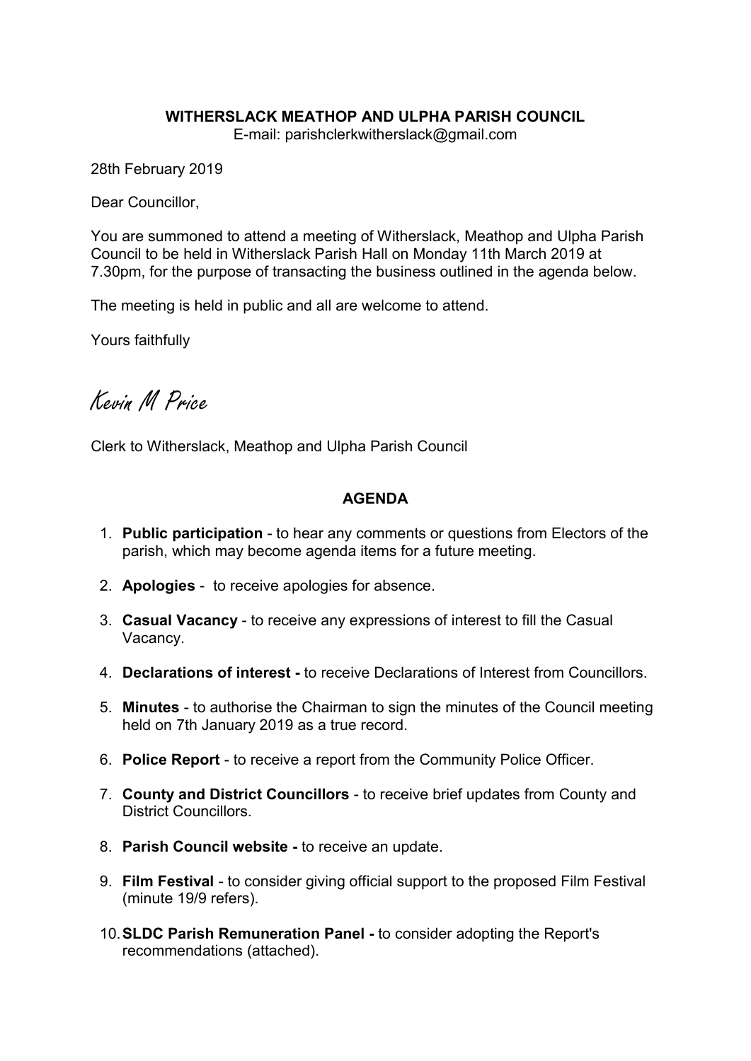**WITHERSLACK MEATHOP AND ULPHA PARISH COUNCIL**

E-mail: parishclerkwitherslack@gmail.com

28th February 2019

Dear Councillor,

You are summoned to attend a meeting of Witherslack, Meathop and Ulpha Parish Council to be held in Witherslack Parish Hall on Monday 11th March 2019 at 7.30pm, for the purpose of transacting the business outlined in the agenda below.

The meeting is held in public and all are welcome to attend.

Yours faithfully

*Kevin M Price*

Clerk to Witherslack, Meathop and Ulpha Parish Council

## AGENDA

1. **Public participation** - to hear any comments or questions from Electors of the parish, which may become agenda items for a future meeting.
2. **Apologies** - to receive apologies for absence.
3. **Casual Vacancy** - to receive any expressions of interest to fill the Casual Vacancy.
4. **Declarations of interest -** to receive Declarations of Interest from Councillors.
5. **Minutes** - to authorise the Chairman to sign the minutes of the Council meeting held on 7th January 2019 as a true record.
6. **Police Report** - to receive a report from the Community Police Officer.
7. **County and District Councillors** - to receive brief updates from County and District Councillors.
8. **Parish Council website -** to receive an update.
9. **Film Festival** - to consider giving official support to the proposed Film Festival (minute 19/9 refers).
10. **SLDC Parish Remuneration Panel -** to consider adopting the Report's recommendations (attached).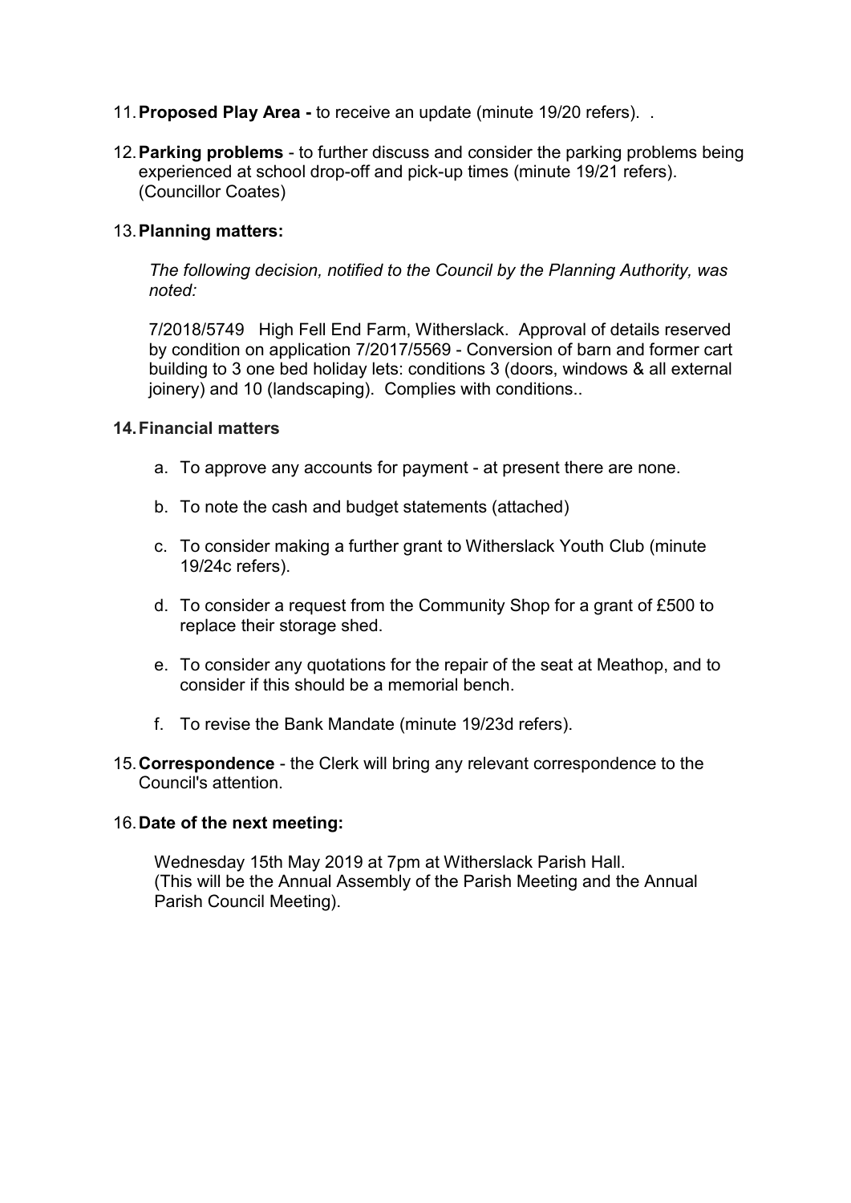11. **Proposed Play Area -** to receive an update (minute 19/20 refers). .

12. **Parking problems** - to further discuss and consider the parking problems being experienced at school drop-off and pick-up times (minute 19/21 refers). (Councillor Coates)

13. **Planning matters:**

    *The following decision, notified to the Council by the Planning Authority, was noted:*

    7/2018/5749 High Fell End Farm, Witherslack. Approval of details reserved by condition on application 7/2017/5569 - Conversion of barn and former cart building to 3 one bed holiday lets: conditions 3 (doors, windows & all external joinery) and 10 (landscaping). Complies with conditions..

14. **Financial matters**

    a. To approve any accounts for payment - at present there are none.

    b. To note the cash and budget statements (attached)

    c. To consider making a further grant to Witherslack Youth Club (minute 19/24c refers).

    d. To consider a request from the Community Shop for a grant of £500 to replace their storage shed.

    e. To consider any quotations for the repair of the seat at Meathop, and to consider if this should be a memorial bench.

    f. To revise the Bank Mandate (minute 19/23d refers).

15. **Correspondence** - the Clerk will bring any relevant correspondence to the Council's attention.

16. **Date of the next meeting:**

    Wednesday 15th May 2019 at 7pm at Witherslack Parish Hall.
    (This will be the Annual Assembly of the Parish Meeting and the Annual Parish Council Meeting).